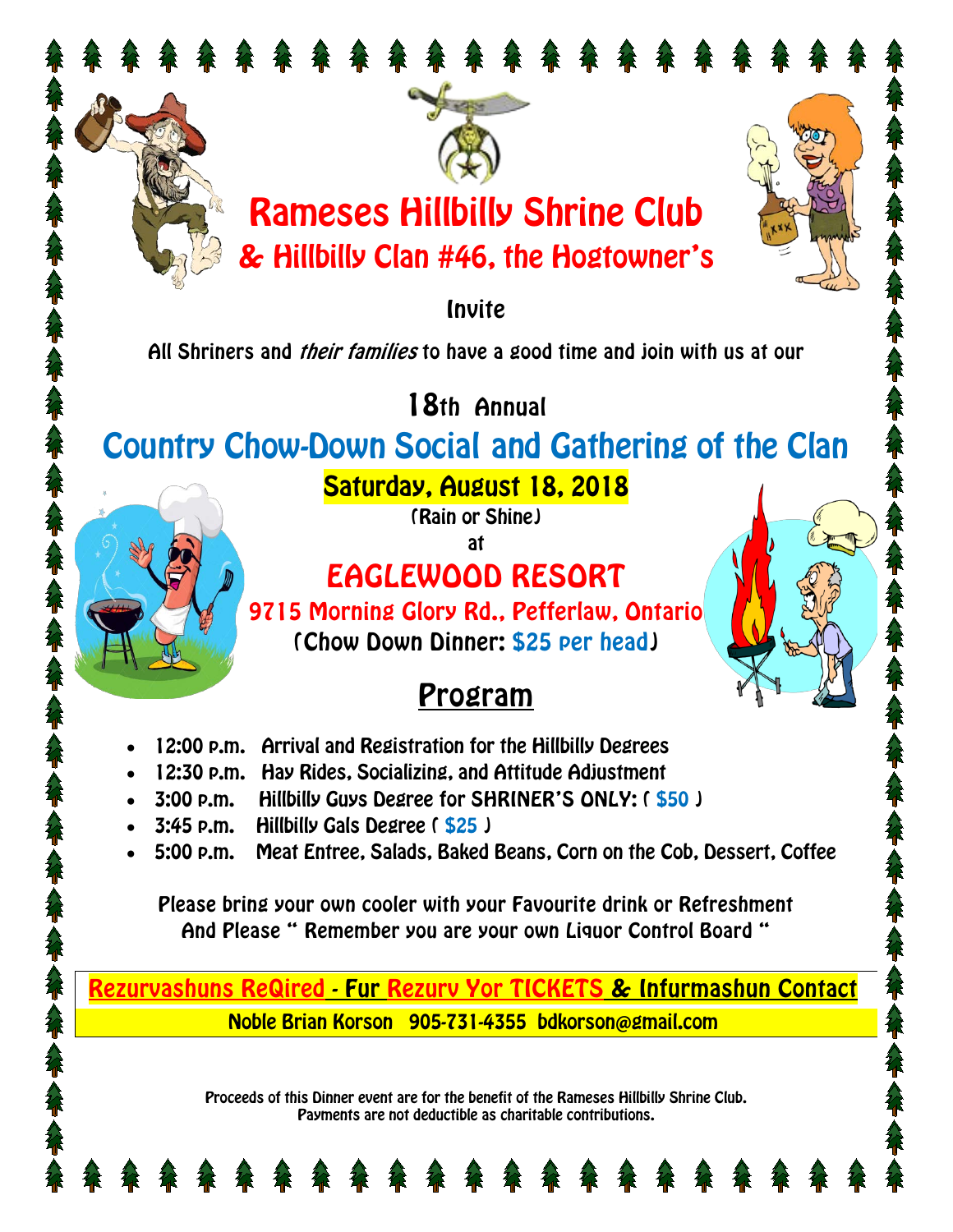# Rameses Hillbilly Shrine Club
## & Hillbilly Clan #46, the Hogtowner's

Invite

All Shriners and *their families* to have a good time and join with us at our

### 18th Annual

# Country Chow-Down Social and Gathering of the Clan

**Saturday, August 18, 2018**

(Rain or Shine)

at

## EAGLEWOOD RESORT

**9715 Morning Glory Rd., Pefferlaw, Ontario**

(Chow Down Dinner: $25 per head)

## Program

- 12:00 p.m. Arrival and Registration for the Hillbilly Degrees
- 12:30 p.m. Hay Rides, Socializing, and Attitude Adjustment
- 3:00 p.m. Hillbilly Guys Degree for SHRINER'S ONLY: ( $50 )
- 3:45 p.m. Hillbilly Gals Degree ( $25 )
- 5:00 p.m. Meat Entree, Salads, Baked Beans, Corn on the Cob, Dessert, Coffee

Please bring your own cooler with your Favourite drink or Refreshment
And Please " Remember you are your own Liquor Control Board "

**Rezurvashuns ReQired - Fur Rezurv Yor TICKETS & Infurmashun Contact**

**Noble Brian Korson 905-731-4355 bdkorson@gmail.com**

Proceeds of this Dinner event are for the benefit of the Rameses Hillbilly Shrine Club.
Payments are not deductible as charitable contributions.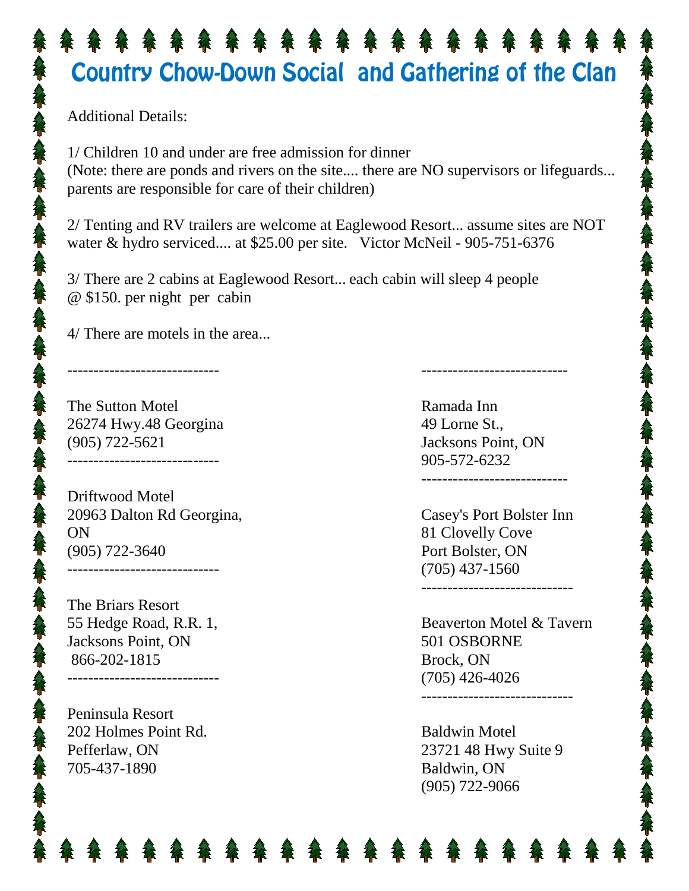# Country Chow-Down Social and Gathering of the Clan

Additional Details:

1/ Children 10 and under are free admission for dinner
(Note: there are ponds and rivers on the site.... there are NO supervisors or lifeguards... parents are responsible for care of their children)

2/ Tenting and RV trailers are welcome at Eaglewood Resort... assume sites are NOT water & hydro serviced.... at $25.00 per site. Victor McNeil - 905-751-6376

3/ There are 2 cabins at Eaglewood Resort... each cabin will sleep 4 people @ $150. per night per cabin

4/ There are motels in the area...

-----------------------------

The Sutton Motel
26274 Hwy.48 Georgina
(905) 722-5621

-----------------------------

Driftwood Motel
20963 Dalton Rd Georgina, ON
(905) 722-3640

-----------------------------

The Briars Resort
55 Hedge Road, R.R. 1,
Jacksons Point, ON
866-202-1815

-----------------------------

Peninsula Resort
202 Holmes Point Rd.
Pefferlaw, ON
705-437-1890

-----------------------------

Ramada Inn
49 Lorne St.,
Jacksons Point, ON
905-572-6232

-----------------------------

Casey's Port Bolster Inn
81 Clovelly Cove
Port Bolster, ON
(705) 437-1560

-----------------------------

Beaverton Motel & Tavern
501 OSBORNE
Brock, ON
(705) 426-4026

-----------------------------

Baldwin Motel
23721 48 Hwy Suite 9
Baldwin, ON
(905) 722-9066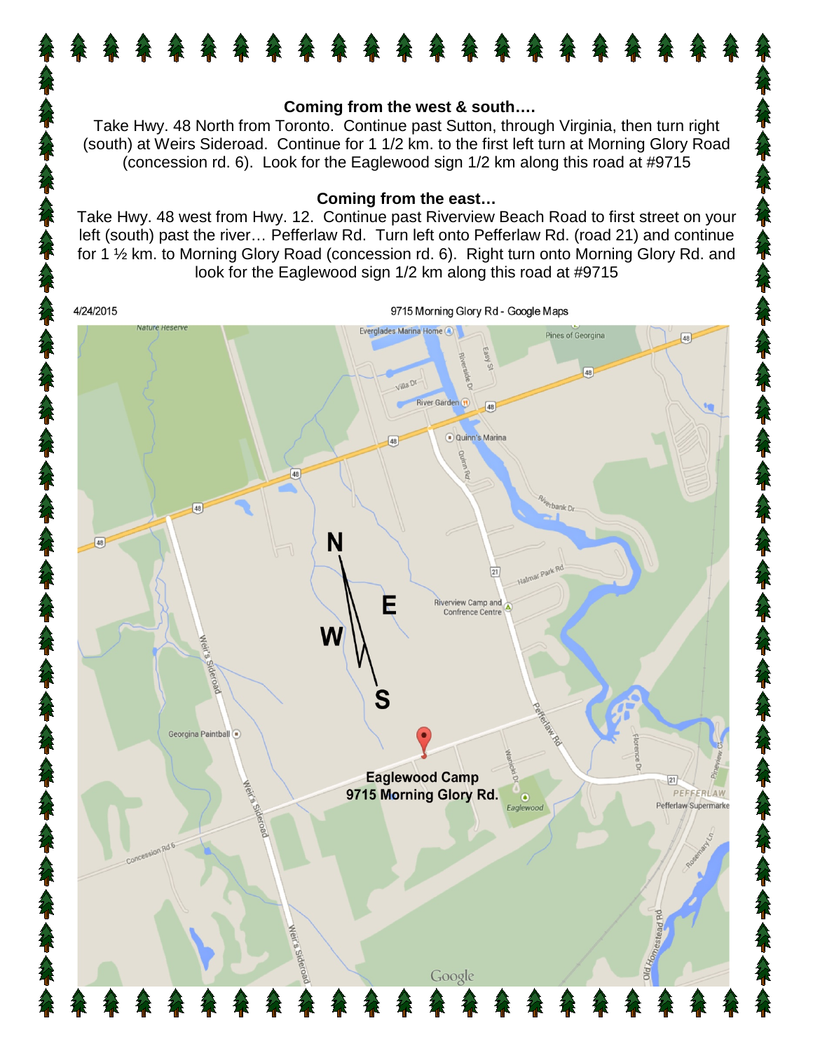**Coming from the west & south….**

Take Hwy. 48 North from Toronto. Continue past Sutton, through Virginia, then turn right (south) at Weirs Sideroad. Continue for 1 1/2 km. to the first left turn at Morning Glory Road (concession rd. 6). Look for the Eaglewood sign 1/2 km along this road at #9715

**Coming from the east…**

Take Hwy. 48 west from Hwy. 12. Continue past Riverview Beach Road to first street on your left (south) past the river… Pefferlaw Rd. Turn left onto Pefferlaw Rd. (road 21) and continue for 1 ½ km. to Morning Glory Road (concession rd. 6). Right turn onto Morning Glory Rd. and look for the Eaglewood sign 1/2 km along this road at #9715

4/24/2015

9715 Morning Glory Rd - Google Maps

Nature Reserve
Everglades Marina Home
Pines of Georgina
Villa Dr
Riverside Dr
Easy St
River Garden
48
Quinn's Marina
Quinn Rd
Riverbank Dr
N
E
W
S
21
Halmar Park Rd
Riverview Camp and Conference Centre
Weir's Sideroad
Georgina Paintball
Pefferlaw Rd
Wanioki Dr
Eaglewood Camp
9715 Morning Glory Rd.
Eaglewood
Florence Dr
PEFFERLAW
Pefferlaw Supermarket
Pineview Dr
Concession Rd 6
Rosemary Ln
Old Homestead Rd
Google